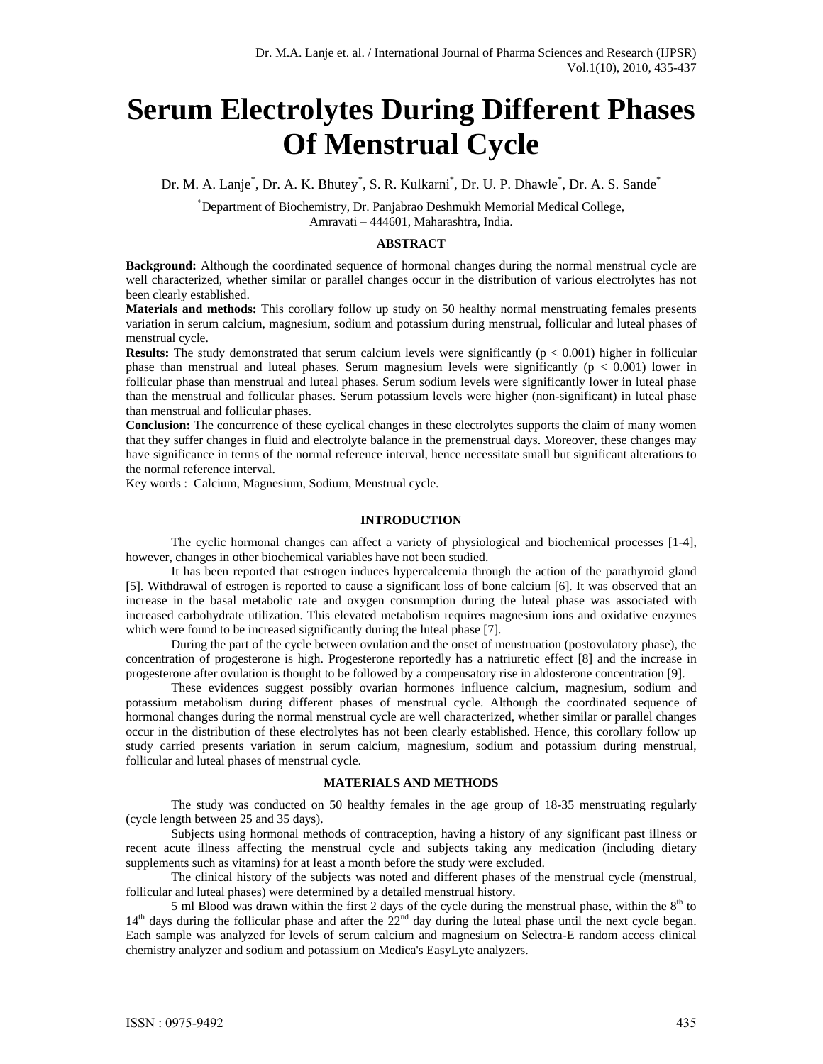# Serum Electrolytes During Different Phases Of Menstrual Cycle

Dr. M. A. Lanje[*], Dr. A. K. Bhutey[*], S. R. Kulkarni[*], Dr. U. P. Dhawle[*], Dr. A. S. Sande[*]

[*]Department of Biochemistry, Dr. Panjabrao Deshmukh Memorial Medical College, Amravati – 444601, Maharashtra, India.

## ABSTRACT

**Background:** Although the coordinated sequence of hormonal changes during the normal menstrual cycle are well characterized, whether similar or parallel changes occur in the distribution of various electrolytes has not been clearly established.

**Materials and methods:** This corollary follow up study on 50 healthy normal menstruating females presents variation in serum calcium, magnesium, sodium and potassium during menstrual, follicular and luteal phases of menstrual cycle.

**Results:** The study demonstrated that serum calcium levels were significantly ($p < 0.001$) higher in follicular phase than menstrual and luteal phases. Serum magnesium levels were significantly ($p < 0.001$) lower in follicular phase than menstrual and luteal phases. Serum sodium levels were significantly lower in luteal phase than the menstrual and follicular phases. Serum potassium levels were higher (non-significant) in luteal phase than menstrual and follicular phases.

**Conclusion:** The concurrence of these cyclical changes in these electrolytes supports the claim of many women that they suffer changes in fluid and electrolyte balance in the premenstrual days. Moreover, these changes may have significance in terms of the normal reference interval, hence necessitate small but significant alterations to the normal reference interval.

Key words : Calcium, Magnesium, Sodium, Menstrual cycle.

## INTRODUCTION

The cyclic hormonal changes can affect a variety of physiological and biochemical processes [1-4], however, changes in other biochemical variables have not been studied.

It has been reported that estrogen induces hypercalcemia through the action of the parathyroid gland [5]. Withdrawal of estrogen is reported to cause a significant loss of bone calcium [6]. It was observed that an increase in the basal metabolic rate and oxygen consumption during the luteal phase was associated with increased carbohydrate utilization. This elevated metabolism requires magnesium ions and oxidative enzymes which were found to be increased significantly during the luteal phase [7].

During the part of the cycle between ovulation and the onset of menstruation (postovulatory phase), the concentration of progesterone is high. Progesterone reportedly has a natriuretic effect [8] and the increase in progesterone after ovulation is thought to be followed by a compensatory rise in aldosterone concentration [9].

These evidences suggest possibly ovarian hormones influence calcium, magnesium, sodium and potassium metabolism during different phases of menstrual cycle. Although the coordinated sequence of hormonal changes during the normal menstrual cycle are well characterized, whether similar or parallel changes occur in the distribution of these electrolytes has not been clearly established. Hence, this corollary follow up study carried presents variation in serum calcium, magnesium, sodium and potassium during menstrual, follicular and luteal phases of menstrual cycle.

## MATERIALS AND METHODS

The study was conducted on 50 healthy females in the age group of 18-35 menstruating regularly (cycle length between 25 and 35 days).

Subjects using hormonal methods of contraception, having a history of any significant past illness or recent acute illness affecting the menstrual cycle and subjects taking any medication (including dietary supplements such as vitamins) for at least a month before the study were excluded.

The clinical history of the subjects was noted and different phases of the menstrual cycle (menstrual, follicular and luteal phases) were determined by a detailed menstrual history.

5 ml Blood was drawn within the first 2 days of the cycle during the menstrual phase, within the $8^{th}$ to $14^{th}$ days during the follicular phase and after the $22^{nd}$ day during the luteal phase until the next cycle began. Each sample was analyzed for levels of serum calcium and magnesium on Selectra-E random access clinical chemistry analyzer and sodium and potassium on Medica's EasyLyte analyzers.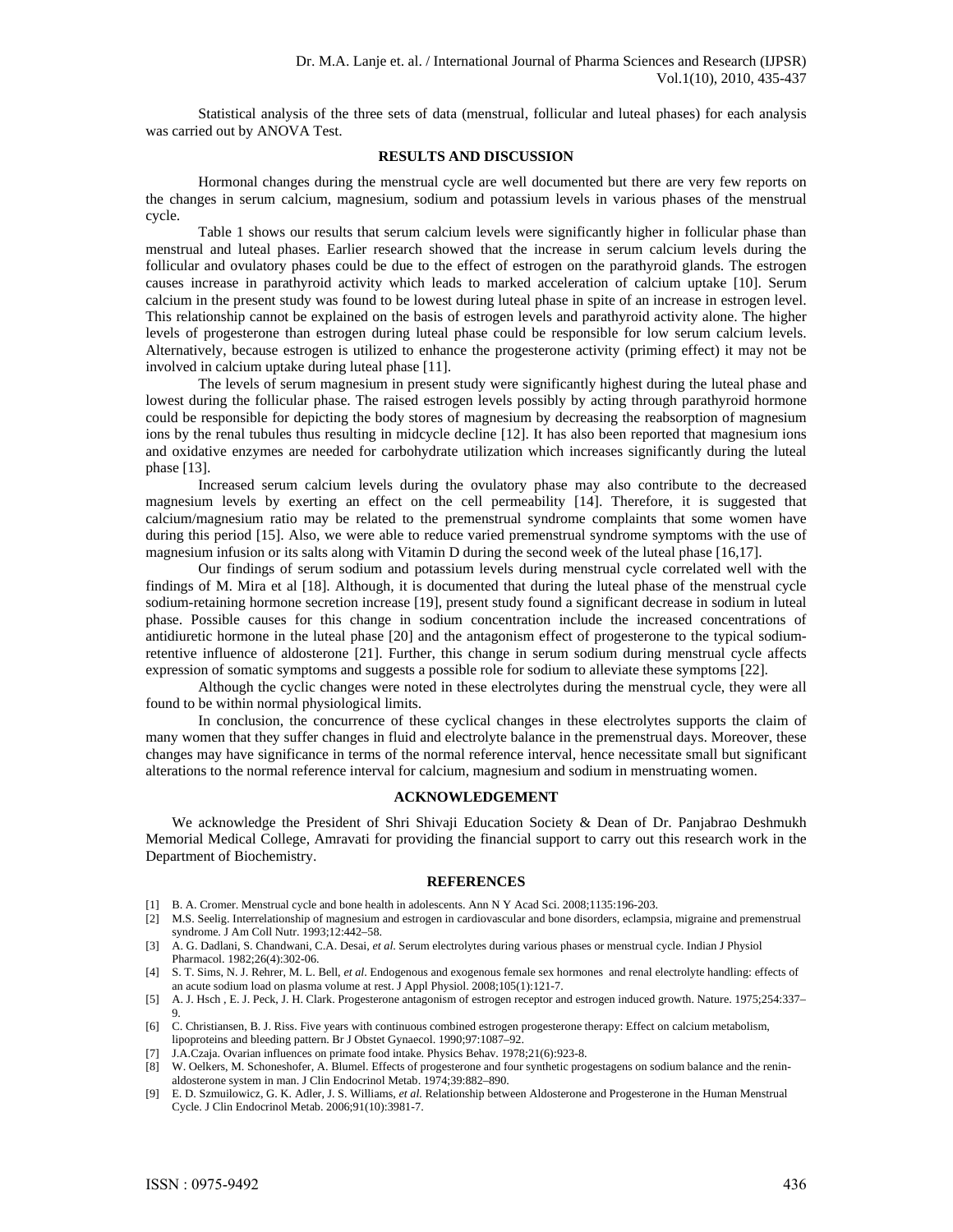Statistical analysis of the three sets of data (menstrual, follicular and luteal phases) for each analysis was carried out by ANOVA Test.

## RESULTS AND DISCUSSION

Hormonal changes during the menstrual cycle are well documented but there are very few reports on the changes in serum calcium, magnesium, sodium and potassium levels in various phases of the menstrual cycle.

Table 1 shows our results that serum calcium levels were significantly higher in follicular phase than menstrual and luteal phases. Earlier research showed that the increase in serum calcium levels during the follicular and ovulatory phases could be due to the effect of estrogen on the parathyroid glands. The estrogen causes increase in parathyroid activity which leads to marked acceleration of calcium uptake [10]. Serum calcium in the present study was found to be lowest during luteal phase in spite of an increase in estrogen level. This relationship cannot be explained on the basis of estrogen levels and parathyroid activity alone. The higher levels of progesterone than estrogen during luteal phase could be responsible for low serum calcium levels. Alternatively, because estrogen is utilized to enhance the progesterone activity (priming effect) it may not be involved in calcium uptake during luteal phase [11].

The levels of serum magnesium in present study were significantly highest during the luteal phase and lowest during the follicular phase. The raised estrogen levels possibly by acting through parathyroid hormone could be responsible for depicting the body stores of magnesium by decreasing the reabsorption of magnesium ions by the renal tubules thus resulting in midcycle decline [12]. It has also been reported that magnesium ions and oxidative enzymes are needed for carbohydrate utilization which increases significantly during the luteal phase [13].

Increased serum calcium levels during the ovulatory phase may also contribute to the decreased magnesium levels by exerting an effect on the cell permeability [14]. Therefore, it is suggested that calcium/magnesium ratio may be related to the premenstrual syndrome complaints that some women have during this period [15]. Also, we were able to reduce varied premenstrual syndrome symptoms with the use of magnesium infusion or its salts along with Vitamin D during the second week of the luteal phase [16,17].

Our findings of serum sodium and potassium levels during menstrual cycle correlated well with the findings of M. Mira et al [18]. Although, it is documented that during the luteal phase of the menstrual cycle sodium-retaining hormone secretion increase [19], present study found a significant decrease in sodium in luteal phase. Possible causes for this change in sodium concentration include the increased concentrations of antidiuretic hormone in the luteal phase [20] and the antagonism effect of progesterone to the typical sodium-retentive influence of aldosterone [21]. Further, this change in serum sodium during menstrual cycle affects expression of somatic symptoms and suggests a possible role for sodium to alleviate these symptoms [22].

Although the cyclic changes were noted in these electrolytes during the menstrual cycle, they were all found to be within normal physiological limits.

In conclusion, the concurrence of these cyclical changes in these electrolytes supports the claim of many women that they suffer changes in fluid and electrolyte balance in the premenstrual days. Moreover, these changes may have significance in terms of the normal reference interval, hence necessitate small but significant alterations to the normal reference interval for calcium, magnesium and sodium in menstruating women.

## ACKNOWLEDGEMENT

We acknowledge the President of Shri Shivaji Education Society & Dean of Dr. Panjabrao Deshmukh Memorial Medical College, Amravati for providing the financial support to carry out this research work in the Department of Biochemistry.

## REFERENCES

[1] B. A. Cromer. Menstrual cycle and bone health in adolescents. Ann N Y Acad Sci. 2008;1135:196-203.

[2] M.S. Seelig. Interrelationship of magnesium and estrogen in cardiovascular and bone disorders, eclampsia, migraine and premenstrual syndrome. J Am Coll Nutr. 1993;12:442–58.

[3] A. G. Dadlani, S. Chandwani, C.A. Desai, *et al*. Serum electrolytes during various phases or menstrual cycle. Indian J Physiol Pharmacol. 1982;26(4):302-06.

[4] S. T. Sims, N. J. Rehrer, M. L. Bell, *et al*. Endogenous and exogenous female sex hormones and renal electrolyte handling: effects of an acute sodium load on plasma volume at rest. J Appl Physiol. 2008;105(1):121-7.

[5] A. J. Hsch , E. J. Peck, J. H. Clark. Progesterone antagonism of estrogen receptor and estrogen induced growth. Nature. 1975;254:337–9.

[6] C. Christiansen, B. J. Riss. Five years with continuous combined estrogen progesterone therapy: Effect on calcium metabolism, lipoproteins and bleeding pattern. Br J Obstet Gynaecol. 1990;97:1087–92.

[7] J.A.Czaja. Ovarian influences on primate food intake. Physics Behav. 1978;21(6):923-8.

[8] W. Oelkers, M. Schoneshofer, A. Blumel. Effects of progesterone and four synthetic progestagens on sodium balance and the renin-aldosterone system in man. J Clin Endocrinol Metab. 1974;39:882–890.

[9] E. D. Szmuilowicz, G. K. Adler, J. S. Williams, *et al.* Relationship between Aldosterone and Progesterone in the Human Menstrual Cycle. J Clin Endocrinol Metab. 2006;91(10):3981-7.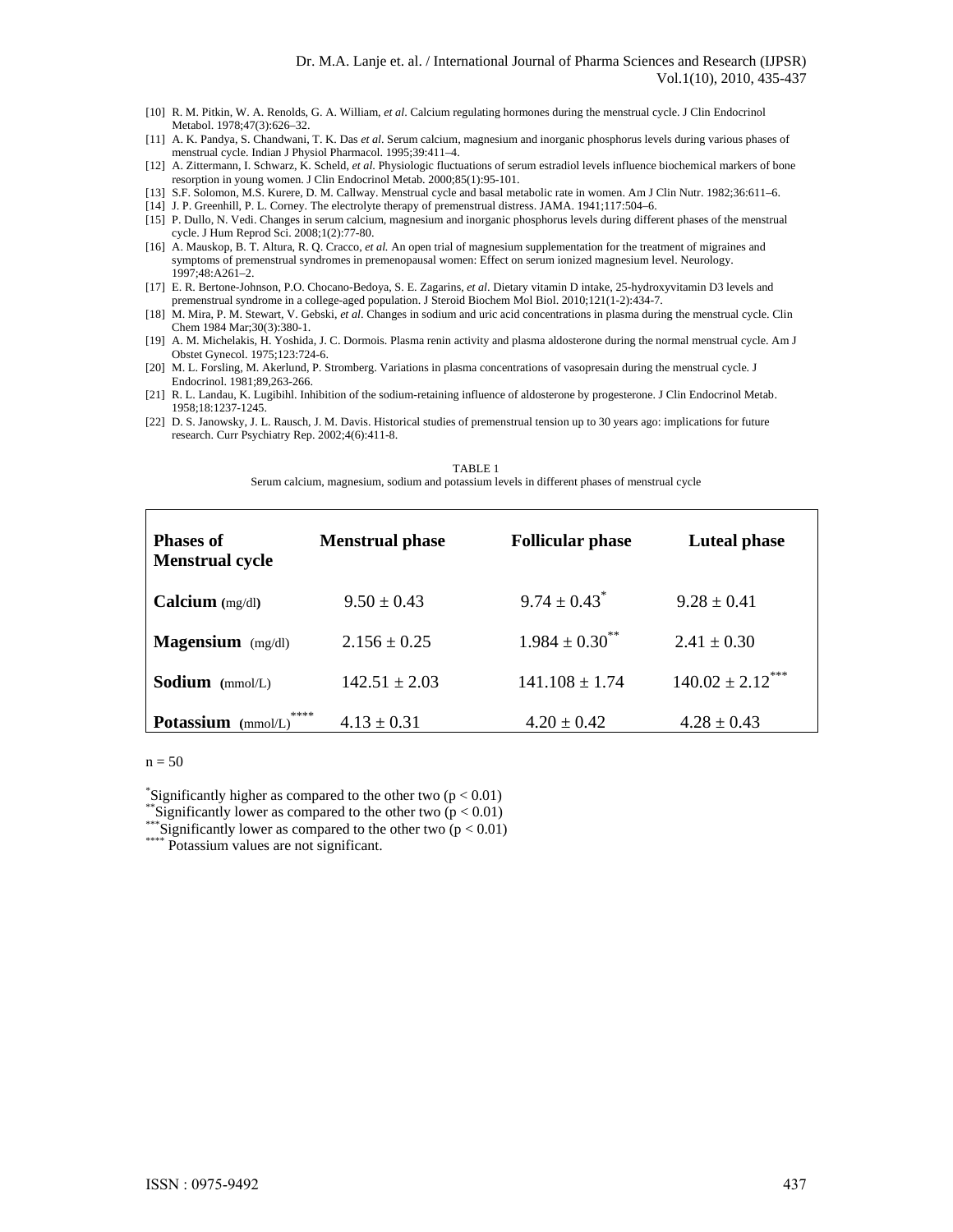[10] R. M. Pitkin, W. A. Renolds, G. A. William, *et al*. Calcium regulating hormones during the menstrual cycle. J Clin Endocrinol Metabol. 1978;47(3):626–32.

[11] A. K. Pandya, S. Chandwani, T. K. Das *et al*. Serum calcium, magnesium and inorganic phosphorus levels during various phases of menstrual cycle. Indian J Physiol Pharmacol. 1995;39:411–4.

[12] A. Zittermann, I. Schwarz, K. Scheld, *et al*. Physiologic fluctuations of serum estradiol levels influence biochemical markers of bone resorption in young women. J Clin Endocrinol Metab. 2000;85(1):95-101.

[13] S.F. Solomon, M.S. Kurere, D. M. Callway. Menstrual cycle and basal metabolic rate in women. Am J Clin Nutr. 1982;36:611–6.

[14] J. P. Greenhill, P. L. Corney. The electrolyte therapy of premenstrual distress. JAMA. 1941;117:504–6.

[15] P. Dullo, N. Vedi. Changes in serum calcium, magnesium and inorganic phosphorus levels during different phases of the menstrual cycle. J Hum Reprod Sci. 2008;1(2):77-80.

[16] A. Mauskop, B. T. Altura, R. Q. Cracco, *et al.* An open trial of magnesium supplementation for the treatment of migraines and symptoms of premenstrual syndromes in premenopausal women: Effect on serum ionized magnesium level. Neurology. 1997;48:A261–2.

[17] E. R. Bertone-Johnson, P.O. Chocano-Bedoya, S. E. Zagarins, *et al*. Dietary vitamin D intake, 25-hydroxyvitamin D3 levels and premenstrual syndrome in a college-aged population. J Steroid Biochem Mol Biol. 2010;121(1-2):434-7.

[18] M. Mira, P. M. Stewart, V. Gebski, *et al*. Changes in sodium and uric acid concentrations in plasma during the menstrual cycle. Clin Chem 1984 Mar;30(3):380-1.

[19] A. M. Michelakis, H. Yoshida, J. C. Dormois. Plasma renin activity and plasma aldosterone during the normal menstrual cycle. Am J Obstet Gynecol. 1975;123:724-6.

[20] M. L. Forsling, M. Akerlund, P. Stromberg. Variations in plasma concentrations of vasopresain during the menstrual cycle. J Endocrinol. 1981;89,263-266.

[21] R. L. Landau, K. Lugibihl. Inhibition of the sodium-retaining influence of aldosterone by progesterone. J Clin Endocrinol Metab. 1958;18:1237-1245.

[22] D. S. Janowsky, J. L. Rausch, J. M. Davis. Historical studies of premenstrual tension up to 30 years ago: implications for future research. Curr Psychiatry Rep. 2002;4(6):411-8.

TABLE 1

Serum calcium, magnesium, sodium and potassium levels in different phases of menstrual cycle

| Phases of Menstrual cycle | Menstrual phase | Follicular phase | Luteal phase |
|---|---|---|---|
| **Calcium** (mg/dl) | $9.50 \pm 0.43$ | $9.74 \pm 0.43^{*}$ | $9.28 \pm 0.41$ |
| **Magensium** (mg/dl) | $2.156 \pm 0.25$ | $1.984 \pm 0.30^{**}$ | $2.41 \pm 0.30$ |
| **Sodium** (mmol/L) | $142.51 \pm 2.03$ | $141.108 \pm 1.74$ | $140.02 \pm 2.12^{***}$ |
| **Potassium** (mmol/L)$^{****}$ | $4.13 \pm 0.31$ | $4.20 \pm 0.42$ | $4.28 \pm 0.43$ |

n = 50

$^{*}$Significantly higher as compared to the other two ($p < 0.01$)

$^{**}$Significantly lower as compared to the other two ($p < 0.01$)

$^{***}$Significantly lower as compared to the other two ($p < 0.01$)

$^{****}$ Potassium values are not significant.